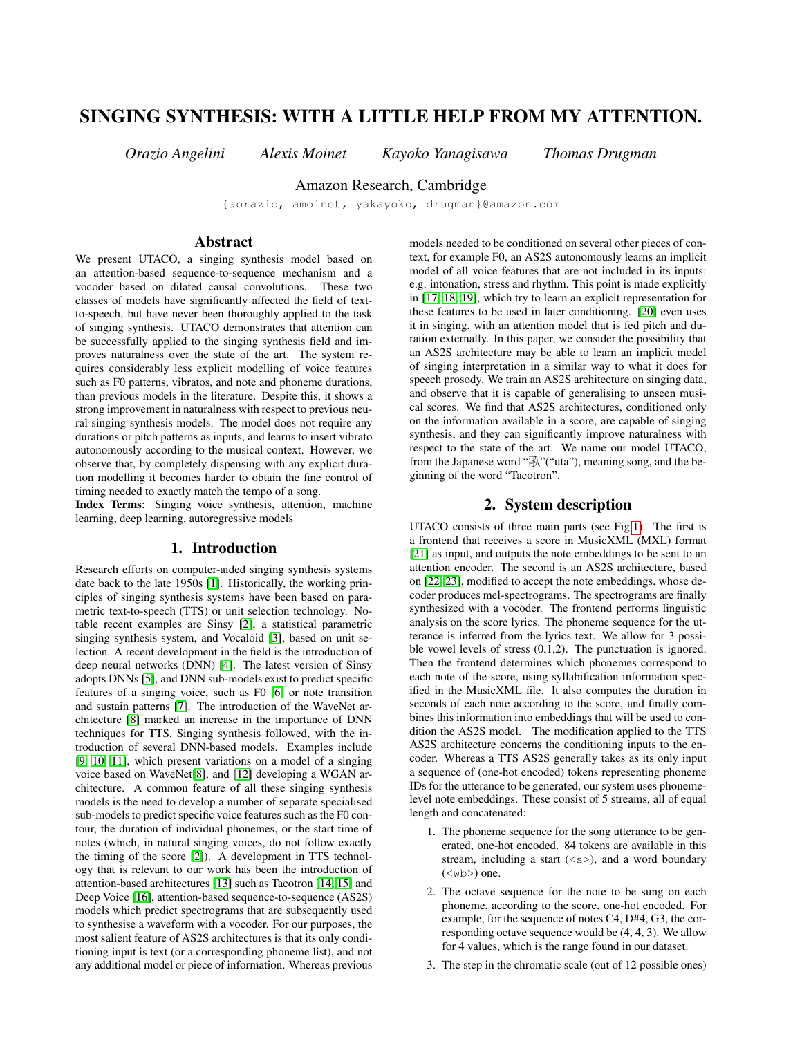# SINGING SYNTHESIS: WITH A LITTLE HELP FROM MY ATTENTION.

*Orazio Angelini* *Alexis Moinet* *Kayoko Yanagisawa* *Thomas Drugman*

Amazon Research, Cambridge

{aorazio, amoinet, yakayoko, drugman}@amazon.com

## Abstract

We present UTACO, a singing synthesis model based on an attention-based sequence-to-sequence mechanism and a vocoder based on dilated causal convolutions. These two classes of models have significantly affected the field of text-to-speech, but have never been thoroughly applied to the task of singing synthesis. UTACO demonstrates that attention can be successfully applied to the singing synthesis field and improves naturalness over the state of the art. The system requires considerably less explicit modelling of voice features such as F0 patterns, vibratos, and note and phoneme durations, than previous models in the literature. Despite this, it shows a strong improvement in naturalness with respect to previous neural singing synthesis models. The model does not require any durations or pitch patterns as inputs, and learns to insert vibrato autonomously according to the musical context. However, we observe that, by completely dispensing with any explicit duration modelling it becomes harder to obtain the fine control of timing needed to exactly match the tempo of a song.

**Index Terms**: Singing voice synthesis, attention, machine learning, deep learning, autoregressive models

## 1. Introduction

Research efforts on computer-aided singing synthesis systems date back to the late 1950s [1]. Historically, the working principles of singing synthesis systems have been based on parametric text-to-speech (TTS) or unit selection technology. Notable recent examples are Sinsy [2], a statistical parametric singing synthesis system, and Vocaloid [3], based on unit selection. A recent development in the field is the introduction of deep neural networks (DNN) [4]. The latest version of Sinsy adopts DNNs [5], and DNN sub-models exist to predict specific features of a singing voice, such as F0 [6] or note transition and sustain patterns [7]. The introduction of the WaveNet architecture [8] marked an increase in the importance of DNN techniques for TTS. Singing synthesis followed, with the introduction of several DNN-based models. Examples include [9, 10, 11], which present variations on a model of a singing voice based on WaveNet[8], and [12] developing a WGAN architecture. A common feature of all these singing synthesis models is the need to develop a number of separate specialised sub-models to predict specific voice features such as the F0 contour, the duration of individual phonemes, or the start time of notes (which, in natural singing voices, do not follow exactly the timing of the score [2]). A development in TTS technology that is relevant to our work has been the introduction of attention-based architectures [13] such as Tacotron [14, 15] and Deep Voice [16], attention-based sequence-to-sequence (AS2S) models which predict spectrograms that are subsequently used to synthesise a waveform with a vocoder. For our purposes, the most salient feature of AS2S architectures is that its only conditioning input is text (or a corresponding phoneme list), and not any additional model or piece of information. Whereas previous models needed to be conditioned on several other pieces of context, for example F0, an AS2S autonomously learns an implicit model of all voice features that are not included in its inputs: e.g. intonation, stress and rhythm. This point is made explicitly in [17, 18, 19], which try to learn an explicit representation for these features to be used in later conditioning. [20] even uses it in singing, with an attention model that is fed pitch and duration externally. In this paper, we consider the possibility that an AS2S architecture may be able to learn an implicit model of singing interpretation in a similar way to what it does for speech prosody. We train an AS2S architecture on singing data, and observe that it is capable of generalising to unseen musical scores. We find that AS2S architectures, conditioned only on the information available in a score, are capable of singing synthesis, and they can significantly improve naturalness with respect to the state of the art. We name our model UTACO, from the Japanese word "歌"("uta"), meaning song, and the beginning of the word "Tacotron".

## 2. System description

UTACO consists of three main parts (see Fig.1). The first is a frontend that receives a score in MusicXML (MXL) format [21] as input, and outputs the note embeddings to be sent to an attention encoder. The second is an AS2S architecture, based on [22, 23], modified to accept the note embeddings, whose decoder produces mel-spectrograms. The spectrograms are finally synthesized with a vocoder. The frontend performs linguistic analysis on the score lyrics. The phoneme sequence for the utterance is inferred from the lyrics text. We allow for 3 possible vowel levels of stress (0,1,2). The punctuation is ignored. Then the frontend determines which phonemes correspond to each note of the score, using syllabification information specified in the MusicXML file. It also computes the duration in seconds of each note according to the score, and finally combines this information into embeddings that will be used to condition the AS2S model. The modification applied to the TTS AS2S architecture concerns the conditioning inputs to the encoder. Whereas a TTS AS2S generally takes as its only input a sequence of (one-hot encoded) tokens representing phoneme IDs for the utterance to be generated, our system uses phoneme-level note embeddings. These consist of 5 streams, all of equal length and concatenated:

1. The phoneme sequence for the song utterance to be generated, one-hot encoded. 84 tokens are available in this stream, including a start (<s>), and a word boundary (<wb>) one.
2. The octave sequence for the note to be sung on each phoneme, according to the score, one-hot encoded. For example, for the sequence of notes C4, D#4, G3, the corresponding octave sequence would be (4, 4, 3). We allow for 4 values, which is the range found in our dataset.
3. The step in the chromatic scale (out of 12 possible ones)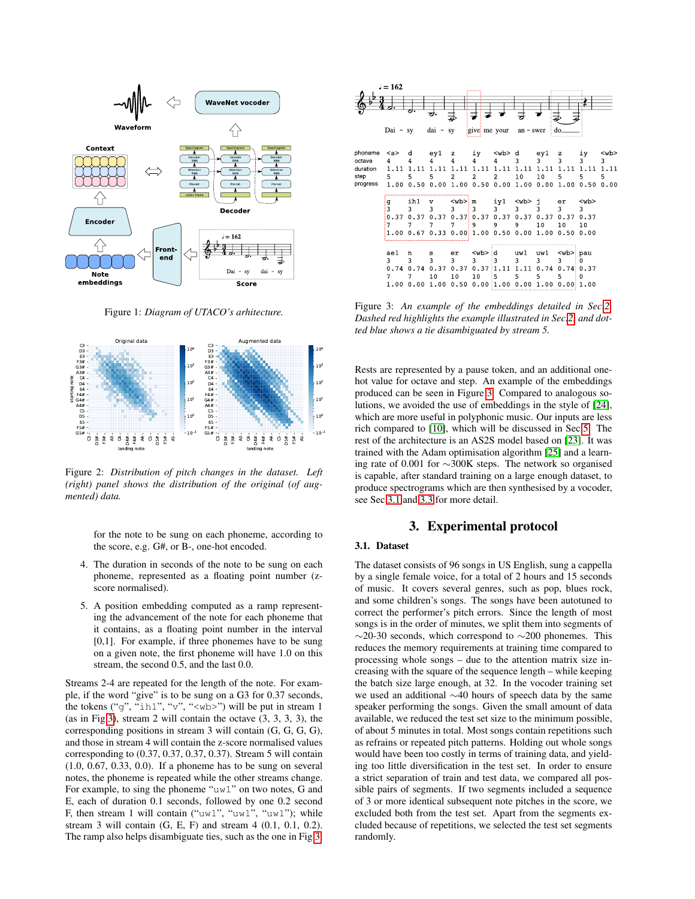Figure 1: *Diagram of UTACO's architecture.*

Figure 2: *Distribution of pitch changes in the dataset. Left (right) panel shows the distribution of the original (of augmented) data.*

for the note to be sung on each phoneme, according to the score, e.g. G#, or B-, one-hot encoded.

4. The duration in seconds of the note to be sung on each phoneme, represented as a floating point number (z-score normalised).

5. A position embedding computed as a ramp representing the advancement of the note for each phoneme that it contains, as a floating point number in the interval [0,1]. For example, if three phonemes have to be sung on a given note, the first phoneme will have 1.0 on this stream, the second 0.5, and the last 0.0.

Streams 2-4 are repeated for the length of the note. For example, if the word "give" is to be sung on a G3 for 0.37 seconds, the tokens ("g", "ih1", "v", "<wb>") will be put in stream 1 (as in Fig 3), stream 2 will contain the octave (3, 3, 3, 3), the corresponding positions in stream 3 will contain (G, G, G, G), and those in stream 4 will contain the z-score normalised values corresponding to (0.37, 0.37, 0.37, 0.37). Stream 5 will contain (1.0, 0.67, 0.33, 0.0). If a phoneme has to be sung on several notes, the phoneme is repeated while the other streams change. For example, to sing the phoneme "uw1" on two notes, G and E, each of duration 0.1 seconds, followed by one 0.2 second F, then stream 1 will contain ("uw1", "uw1", "uw1"); while stream 3 will contain (G, E, F) and stream 4 (0.1, 0.1, 0.2). The ramp also helps disambiguate ties, such as the one in Fig 3.

| phoneme | <s> | d | ey1 | z | iy | <wb> | d | ey1 | z | iy | <wb> |
|---|---|---|---|---|---|---|---|---|---|---|---|
| octave | 4 | 4 | 4 | 4 | 4 | 4 | 3 | 3 | 3 | 3 | 3 |
| duration | 1.11 | 1.11 | 1.11 | 1.11 | 1.11 | 1.11 | 1.11 | 1.11 | 1.11 | 1.11 | 1.11 |
| step | 5 | 5 | 5 | 2 | 2 | 2 | 10 | 10 | 5 | 5 | 5 |
| progress | 1.00 | 0.50 | 0.00 | 1.00 | 0.50 | 0.00 | 1.00 | 0.00 | 1.00 | 0.50 | 0.00 |

| g | ih1 | v | <wb> | m | iy1 | <wb> | j | er | <wb> |
|---|---|---|---|---|---|---|---|---|---|
| 3 | 3 | 3 | 3 | 3 | 3 | 3 | 3 | 3 | 3 |
| 0.37 | 0.37 | 0.37 | 0.37 | 0.37 | 0.37 | 0.37 | 0.37 | 0.37 | 0.37 |
| 7 | 7 | 7 | 7 | 9 | 9 | 9 | 10 | 10 | 10 |
| 1.00 | 0.67 | 0.33 | 0.00 | 1.00 | 0.50 | 0.00 | 1.00 | 0.50 | 0.00 |

| ae1 | n | s | er | <wb> | d | uw1 | uw1 | <wb> | pau |
|---|---|---|---|---|---|---|---|---|---|
| 3 | 3 | 3 | 3 | 3 | 3 | 3 | 3 | 3 | 0 |
| 0.74 | 0.74 | 0.37 | 0.37 | 0.37 | 1.11 | 1.11 | 0.74 | 0.74 | 0.37 |
| 7 | 7 | 10 | 10 | 10 | 5 | 5 | 5 | 5 | 0 |
| 1.00 | 0.00 | 1.00 | 0.50 | 0.00 | 1.00 | 0.00 | 1.00 | 0.00 | 1.00 |

Figure 3: *An example of the embeddings detailed in Sec.2. Dashed red highlights the example illustrated in Sec.2, and dotted blue shows a tie disambiguated by stream 5.*

Rests are represented by a pause token, and an additional one-hot value for octave and step. An example of the embeddings produced can be seen in Figure 3. Compared to analogous solutions, we avoided the use of embeddings in the style of [24], which are more useful in polyphonic music. Our inputs are less rich compared to [10], which will be discussed in Sec 5. The rest of the architecture is an AS2S model based on [23]. It was trained with the Adam optimisation algorithm [25] and a learning rate of 0.001 for ∼300K steps. The network so organised is capable, after standard training on a large enough dataset, to produce spectrograms which are then synthesised by a vocoder, see Sec 3.1 and 3.3 for more detail.

# 3. Experimental protocol

## 3.1. Dataset

The dataset consists of 96 songs in US English, sung a cappella by a single female voice, for a total of 2 hours and 15 seconds of music. It covers several genres, such as pop, blues rock, and some children's songs. The songs have been autotuned to correct the performer's pitch errors. Since the length of most songs is in the order of minutes, we split them into segments of ∼20-30 seconds, which correspond to ∼200 phonemes. This reduces the memory requirements at training time compared to processing whole songs – due to the attention matrix size increasing with the square of the sequence length – while keeping the batch size large enough, at 32. In the vocoder training set we used an additional ∼40 hours of speech data by the same speaker performing the songs. Given the small amount of data available, we reduced the test set size to the minimum possible, of about 5 minutes in total. Most songs contain repetitions such as refrains or repeated pitch patterns. Holding out whole songs would have been too costly in terms of training data, and yielding too little diversification in the test set. In order to ensure a strict separation of train and test data, we compared all possible pairs of segments. If two segments included a sequence of 3 or more identical subsequent note pitches in the score, we excluded both from the test set. Apart from the segments excluded because of repetitions, we selected the test set segments randomly.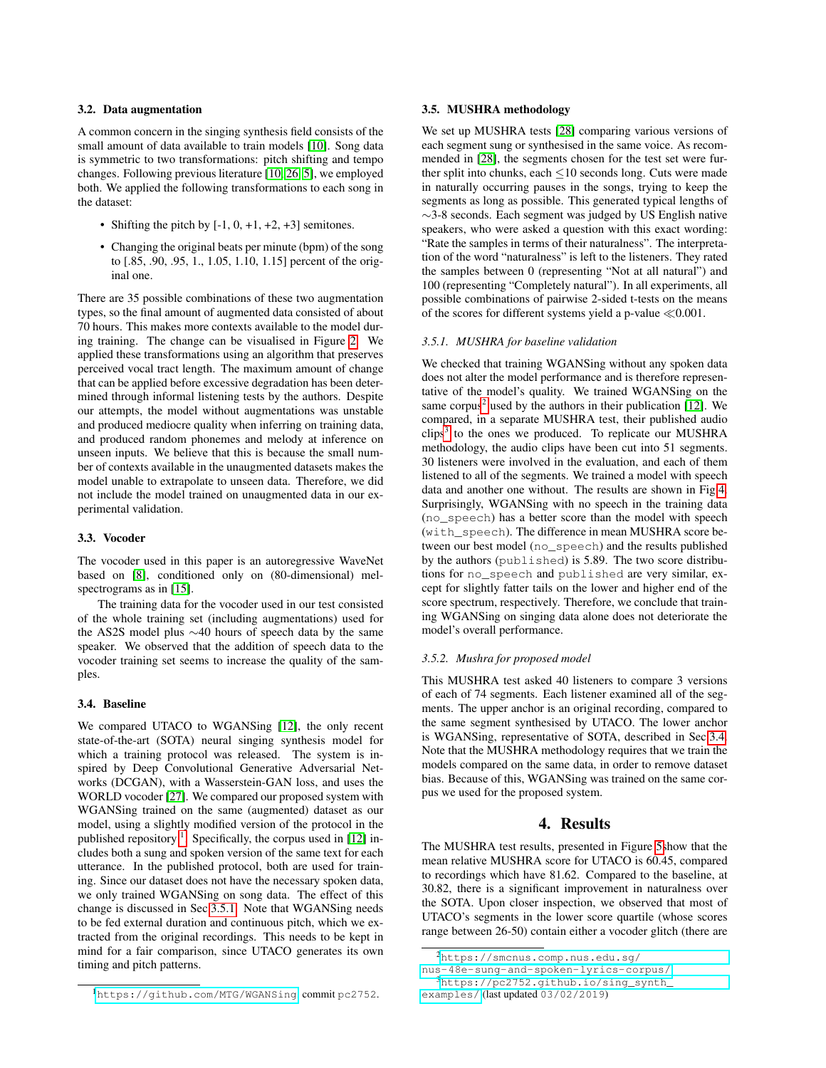### 3.2. Data augmentation

A common concern in the singing synthesis field consists of the small amount of data available to train models [10]. Song data is symmetric to two transformations: pitch shifting and tempo changes. Following previous literature [10, 26, 5], we employed both. We applied the following transformations to each song in the dataset:

- Shifting the pitch by [-1, 0, +1, +2, +3] semitones.
- Changing the original beats per minute (bpm) of the song to [.85, .90, .95, 1., 1.05, 1.10, 1.15] percent of the original one.

There are 35 possible combinations of these two augmentation types, so the final amount of augmented data consisted of about 70 hours. This makes more contexts available to the model during training. The change can be visualised in Figure 2. We applied these transformations using an algorithm that preserves perceived vocal tract length. The maximum amount of change that can be applied before excessive degradation has been determined through informal listening tests by the authors. Despite our attempts, the model without augmentations was unstable and produced mediocre quality when inferring on training data, and produced random phonemes and melody at inference on unseen inputs. We believe that this is because the small number of contexts available in the unaugmented datasets makes the model unable to extrapolate to unseen data. Therefore, we did not include the model trained on unaugmented data in our experimental validation.

### 3.3. Vocoder

The vocoder used in this paper is an autoregressive WaveNet based on [8], conditioned only on (80-dimensional) mel-spectrograms as in [15].

The training data for the vocoder used in our test consisted of the whole training set (including augmentations) used for the AS2S model plus ∼40 hours of speech data by the same speaker. We observed that the addition of speech data to the vocoder training set seems to increase the quality of the samples.

### 3.4. Baseline

We compared UTACO to WGANSing [12], the only recent state-of-the-art (SOTA) neural singing synthesis model for which a training protocol was released. The system is inspired by Deep Convolutional Generative Adversarial Networks (DCGAN), with a Wasserstein-GAN loss, and uses the WORLD vocoder [27]. We compared our proposed system with WGANSing trained on the same (augmented) dataset as our model, using a slightly modified version of the protocol in the published repository [1]. Specifically, the corpus used in [12] includes both a sung and spoken version of the same text for each utterance. In the published protocol, both are used for training. Since our dataset does not have the necessary spoken data, we only trained WGANSing on song data. The effect of this change is discussed in Sec 3.5.1. Note that WGANSing needs to be fed external duration and continuous pitch, which we extracted from the original recordings. This needs to be kept in mind for a fair comparison, since UTACO generates its own timing and pitch patterns.

[1] https://github.com/MTG/WGANSing commit pc2752.

### 3.5. MUSHRA methodology

We set up MUSHRA tests [28] comparing various versions of each segment sung or synthesised in the same voice. As recommended in [28], the segments chosen for the test set were further split into chunks, each ≤10 seconds long. Cuts were made in naturally occurring pauses in the songs, trying to keep the segments as long as possible. This generated typical lengths of ∼3-8 seconds. Each segment was judged by US English native speakers, who were asked a question with this exact wording: "Rate the samples in terms of their naturalness". The interpretation of the word "naturalness" is left to the listeners. They rated the samples between 0 (representing "Not at all natural") and 100 (representing "Completely natural"). In all experiments, all possible combinations of pairwise 2-sided t-tests on the means of the scores for different systems yield a p-value $\ll$0.001.

#### 3.5.1. MUSHRA for baseline validation

We checked that training WGANSing without any spoken data does not alter the model performance and is therefore representative of the model's quality. We trained WGANSing on the same corpus[2] used by the authors in their publication [12]. We compared, in a separate MUSHRA test, their published audio clips[3] to the ones we produced. To replicate our MUSHRA methodology, the audio clips have been cut into 51 segments. 30 listeners were involved in the evaluation, and each of them listened to all of the segments. We trained a model with speech data and another one without. The results are shown in Fig 4. Surprisingly, WGANSing with no speech in the training data (`no_speech`) has a better score than the model with speech (`with_speech`). The difference in mean MUSHRA score between our best model (`no_speech`) and the results published by the authors (`published`) is 5.89. The two score distributions for `no_speech` and `published` are very similar, except for slightly fatter tails on the lower and higher end of the score spectrum, respectively. Therefore, we conclude that training WGANSing on singing data alone does not deteriorate the model's overall performance.

#### 3.5.2. Mushra for proposed model

This MUSHRA test asked 40 listeners to compare 3 versions of each of 74 segments. Each listener examined all of the segments. The upper anchor is an original recording, compared to the same segment synthesised by UTACO. The lower anchor is WGANSing, representative of SOTA, described in Sec 3.4. Note that the MUSHRA methodology requires that we train the models compared on the same data, in order to remove dataset bias. Because of this, WGANSing was trained on the same corpus we used for the proposed system.

## 4. Results

The MUSHRA test results, presented in Figure 5 show that the mean relative MUSHRA score for UTACO is 60.45, compared to recordings which have 81.62. Compared to the baseline, at 30.82, there is a significant improvement in naturalness over the SOTA. Upon closer inspection, we observed that most of UTACO's segments in the lower score quartile (whose scores range between 26-50) contain either a vocoder glitch (there are

[2] https://smcnus.comp.nus.edu.sg/nus-48e-sung-and-spoken-lyrics-corpus/

[3] https://pc2752.github.io/sing_synth_examples/ (last updated 03/02/2019)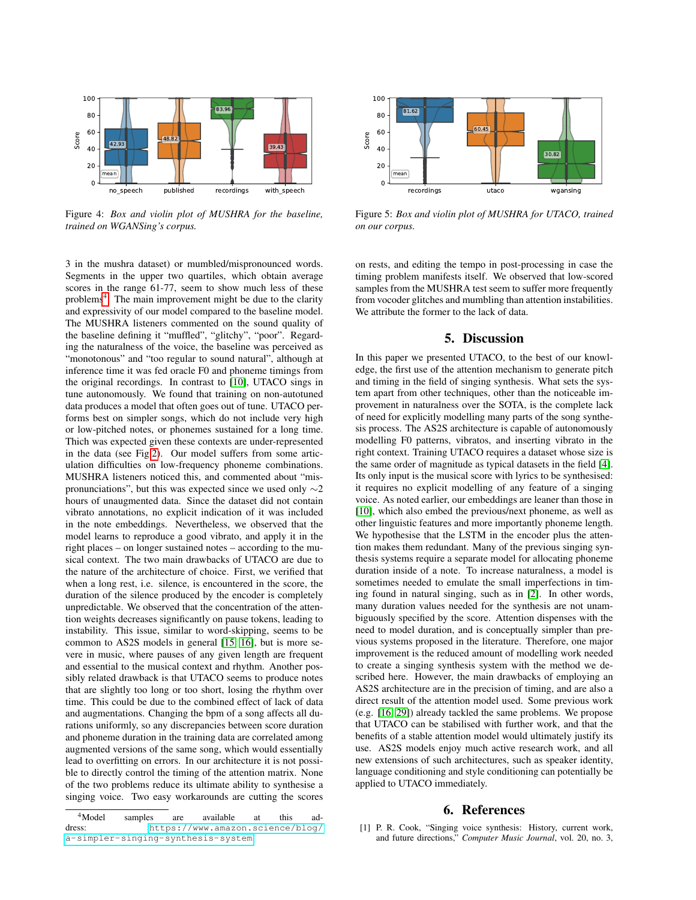Figure 4: *Box and violin plot of MUSHRA for the baseline, trained on WGANSing's corpus.*

Figure 5: *Box and violin plot of MUSHRA for UTACO, trained on our corpus.*

3 in the mushra dataset) or mumbled/mispronounced words. Segments in the upper two quartiles, which obtain average scores in the range 61-77, seem to show much less of these problems[4]. The main improvement might be due to the clarity and expressivity of our model compared to the baseline model. The MUSHRA listeners commented on the sound quality of the baseline defining it "muffled", "glitchy", "poor". Regarding the naturalness of the voice, the baseline was perceived as "monotonous" and "too regular to sound natural", although at inference time it was fed oracle F0 and phoneme timings from the original recordings. In contrast to [10], UTACO sings in tune autonomously. We found that training on non-autotuned data produces a model that often goes out of tune. UTACO performs best on simpler songs, which do not include very high or low-pitched notes, or phonemes sustained for a long time. Thich was expected given these contexts are under-represented in the data (see Fig 2). Our model suffers from some articulation difficulties on low-frequency phoneme combinations. MUSHRA listeners noticed this, and commented about "mispronunciations", but this was expected since we used only $\sim$2 hours of unaugmented data. Since the dataset did not contain vibrato annotations, no explicit indication of it was included in the note embeddings. Nevertheless, we observed that the model learns to reproduce a good vibrato, and apply it in the right places – on longer sustained notes – according to the musical context. The two main drawbacks of UTACO are due to the nature of the architecture of choice. First, we verified that when a long rest, i.e. silence, is encountered in the score, the duration of the silence produced by the encoder is completely unpredictable. We observed that the concentration of the attention weights decreases significantly on pause tokens, leading to instability. This issue, similar to word-skipping, seems to be common to AS2S models in general [15, 16], but is more severe in music, where pauses of any given length are frequent and essential to the musical context and rhythm. Another possibly related drawback is that UTACO seems to produce notes that are slightly too long or too short, losing the rhythm over time. This could be due to the combined effect of lack of data and augmentations. Changing the bpm of a song affects all durations uniformly, so any discrepancies between score duration and phoneme duration in the training data are correlated among augmented versions of the same song, which would essentially lead to overfitting on errors. In our architecture it is not possible to directly control the timing of the attention matrix. None of the two problems reduce its ultimate ability to synthesise a singing voice. Two easy workarounds are cutting the scores on rests, and editing the tempo in post-processing in case the timing problem manifests itself. We observed that low-scored samples from the MUSHRA test seem to suffer more frequently from vocoder glitches and mumbling than attention instabilities. We attribute the former to the lack of data.

[4] Model samples are available at this address: https://www.amazon.science/blog/a-simpler-singing-synthesis-system

## 5. Discussion

In this paper we presented UTACO, to the best of our knowledge, the first use of the attention mechanism to generate pitch and timing in the field of singing synthesis. What sets the system apart from other techniques, other than the noticeable improvement in naturalness over the SOTA, is the complete lack of need for explicitly modelling many parts of the song synthesis process. The AS2S architecture is capable of autonomously modelling F0 patterns, vibratos, and inserting vibrato in the right context. Training UTACO requires a dataset whose size is the same order of magnitude as typical datasets in the field [4]. Its only input is the musical score with lyrics to be synthesised: it requires no explicit modelling of any feature of a singing voice. As noted earlier, our embeddings are leaner than those in [10], which also embed the previous/next phoneme, as well as other linguistic features and more importantly phoneme length. We hypothesise that the LSTM in the encoder plus the attention makes them redundant. Many of the previous singing synthesis systems require a separate model for allocating phoneme duration inside of a note. To increase naturalness, a model is sometimes needed to emulate the small imperfections in timing found in natural singing, such as in [2]. In other words, many duration values needed for the synthesis are not unambiguously specified by the score. Attention dispenses with the need to model duration, and is conceptually simpler than previous systems proposed in the literature. Therefore, one major improvement is the reduced amount of modelling work needed to create a singing synthesis system with the method we described here. However, the main drawbacks of employing an AS2S architecture are in the precision of timing, and are also a direct result of the attention model used. Some previous work (e.g. [16, 29]) already tackled the same problems. We propose that UTACO can be stabilised with further work, and that the benefits of a stable attention model would ultimately justify its use. AS2S models enjoy much active research work, and all new extensions of such architectures, such as speaker identity, language conditioning and style conditioning can potentially be applied to UTACO immediately.

## 6. References

[1] P. R. Cook, "Singing voice synthesis: History, current work, and future directions," *Computer Music Journal*, vol. 20, no. 3,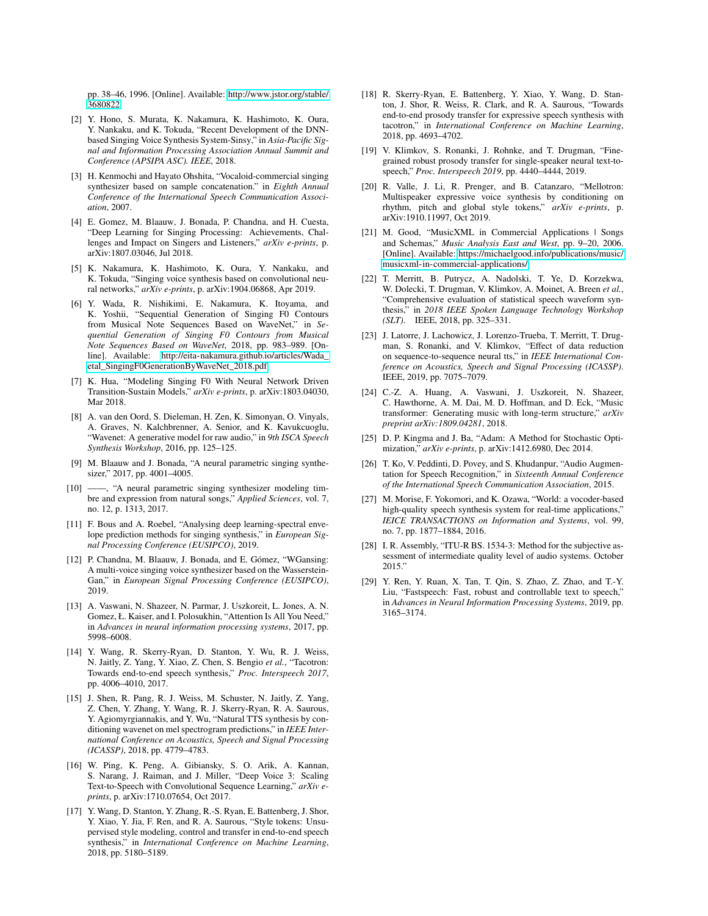pp. 38–46, 1996. [Online]. Available: http://www.jstor.org/stable/3680822

[2] Y. Hono, S. Murata, K. Nakamura, K. Hashimoto, K. Oura, Y. Nankaku, and K. Tokuda, "Recent Development of the DNN-based Singing Voice Synthesis System-Sinsy," in *Asia-Pacific Signal and Information Processing Association Annual Summit and Conference (APSIPA ASC). IEEE*, 2018.

[3] H. Kenmochi and Hayato Ohshita, "Vocaloid-commercial singing synthesizer based on sample concatenation." in *Eighth Annual Conference of the International Speech Communication Association*, 2007.

[4] E. Gomez, M. Blaauw, J. Bonada, P. Chandna, and H. Cuesta, "Deep Learning for Singing Processing: Achievements, Challenges and Impact on Singers and Listeners," *arXiv e-prints*, p. arXiv:1807.03046, Jul 2018.

[5] K. Nakamura, K. Hashimoto, K. Oura, Y. Nankaku, and K. Tokuda, "Singing voice synthesis based on convolutional neural networks," *arXiv e-prints*, p. arXiv:1904.06868, Apr 2019.

[6] Y. Wada, R. Nishikimi, E. Nakamura, K. Itoyama, and K. Yoshii, "Sequential Generation of Singing F0 Contours from Musical Note Sequences Based on WaveNet," in *Sequential Generation of Singing F0 Contours from Musical Note Sequences Based on WaveNet*, 2018, pp. 983–989. [Online]. Available: http://eita-nakamura.github.io/articles/Wada_etal_SingingF0GenerationByWaveNet_2018.pdf

[7] K. Hua, "Modeling Singing F0 With Neural Network Driven Transition-Sustain Models," *arXiv e-prints*, p. arXiv:1803.04030, Mar 2018.

[8] A. van den Oord, S. Dieleman, H. Zen, K. Simonyan, O. Vinyals, A. Graves, N. Kalchbrenner, A. Senior, and K. Kavukcuoglu, "Wavenet: A generative model for raw audio," in *9th ISCA Speech Synthesis Workshop*, 2016, pp. 125–125.

[9] M. Blaauw and J. Bonada, "A neural parametric singing synthesizer," 2017, pp. 4001–4005.

[10] ——, "A neural parametric singing synthesizer modeling timbre and expression from natural songs," *Applied Sciences*, vol. 7, no. 12, p. 1313, 2017.

[11] F. Bous and A. Roebel, "Analysing deep learning-spectral envelope prediction methods for singing synthesis," in *European Signal Processing Conference (EUSIPCO)*, 2019.

[12] P. Chandna, M. Blaauw, J. Bonada, and E. Gómez, "WGansing: A multi-voice singing voice synthesizer based on the Wasserstein-Gan," in *European Signal Processing Conference (EUSIPCO)*, 2019.

[13] A. Vaswani, N. Shazeer, N. Parmar, J. Uszkoreit, L. Jones, A. N. Gomez, Ł. Kaiser, and I. Polosukhin, "Attention Is All You Need," in *Advances in neural information processing systems*, 2017, pp. 5998–6008.

[14] Y. Wang, R. Skerry-Ryan, D. Stanton, Y. Wu, R. J. Weiss, N. Jaitly, Z. Yang, Y. Xiao, Z. Chen, S. Bengio *et al.*, "Tacotron: Towards end-to-end speech synthesis," *Proc. Interspeech 2017*, pp. 4006–4010, 2017.

[15] J. Shen, R. Pang, R. J. Weiss, M. Schuster, N. Jaitly, Z. Yang, Z. Chen, Y. Zhang, Y. Wang, R. J. Skerry-Ryan, R. A. Saurous, Y. Agiomyrgiannakis, and Y. Wu, "Natural TTS synthesis by conditioning wavenet on mel spectrogram predictions," in *IEEE International Conference on Acoustics, Speech and Signal Processing (ICASSP)*, 2018, pp. 4779–4783.

[16] W. Ping, K. Peng, A. Gibiansky, S. O. Arik, A. Kannan, S. Narang, J. Raiman, and J. Miller, "Deep Voice 3: Scaling Text-to-Speech with Convolutional Sequence Learning," *arXiv e-prints*, p. arXiv:1710.07654, Oct 2017.

[17] Y. Wang, D. Stanton, Y. Zhang, R.-S. Ryan, E. Battenberg, J. Shor, Y. Xiao, Y. Jia, F. Ren, and R. A. Saurous, "Style tokens: Unsupervised style modeling, control and transfer in end-to-end speech synthesis," in *International Conference on Machine Learning*, 2018, pp. 5180–5189.

[18] R. Skerry-Ryan, E. Battenberg, Y. Xiao, Y. Wang, D. Stanton, J. Shor, R. Weiss, R. Clark, and R. A. Saurous, "Towards end-to-end prosody transfer for expressive speech synthesis with tacotron," in *International Conference on Machine Learning*, 2018, pp. 4693–4702.

[19] V. Klimkov, S. Ronanki, J. Rohnke, and T. Drugman, "Fine-grained robust prosody transfer for single-speaker neural text-to-speech," *Proc. Interspeech 2019*, pp. 4440–4444, 2019.

[20] R. Valle, J. Li, R. Prenger, and B. Catanzaro, "Mellotron: Multispeaker expressive voice synthesis by conditioning on rhythm, pitch and global style tokens," *arXiv e-prints*, p. arXiv:1910.11997, Oct 2019.

[21] M. Good, "MusicXML in Commercial Applications | Songs and Schemas," *Music Analysis East and West*, pp. 9–20, 2006. [Online]. Available: https://michaelgood.info/publications/music/musicxml-in-commercial-applications/

[22] T. Merritt, B. Putrycz, A. Nadolski, T. Ye, D. Korzekwa, W. Dolecki, T. Drugman, V. Klimkov, A. Moinet, A. Breen *et al.*, "Comprehensive evaluation of statistical speech waveform synthesis," in *2018 IEEE Spoken Language Technology Workshop (SLT)*. IEEE, 2018, pp. 325–331.

[23] J. Latorre, J. Lachowicz, J. Lorenzo-Trueba, T. Merritt, T. Drugman, S. Ronanki, and V. Klimkov, "Effect of data reduction on sequence-to-sequence neural tts," in *IEEE International Conference on Acoustics, Speech and Signal Processing (ICASSP)*. IEEE, 2019, pp. 7075–7079.

[24] C.-Z. A. Huang, A. Vaswani, J. Uszkoreit, N. Shazeer, C. Hawthorne, A. M. Dai, M. D. Hoffman, and D. Eck, "Music transformer: Generating music with long-term structure," *arXiv preprint arXiv:1809.04281*, 2018.

[25] D. P. Kingma and J. Ba, "Adam: A Method for Stochastic Optimization," *arXiv e-prints*, p. arXiv:1412.6980, Dec 2014.

[26] T. Ko, V. Peddinti, D. Povey, and S. Khudanpur, "Audio Augmentation for Speech Recognition," in *Sixteenth Annual Conference of the International Speech Communication Association*, 2015.

[27] M. Morise, F. Yokomori, and K. Ozawa, "World: a vocoder-based high-quality speech synthesis system for real-time applications," *IEICE TRANSACTIONS on Information and Systems*, vol. 99, no. 7, pp. 1877–1884, 2016.

[28] I. R. Assembly, "ITU-R BS. 1534-3: Method for the subjective assessment of intermediate quality level of audio systems. October 2015."

[29] Y. Ren, Y. Ruan, X. Tan, T. Qin, S. Zhao, Z. Zhao, and T.-Y. Liu, "Fastspeech: Fast, robust and controllable text to speech," in *Advances in Neural Information Processing Systems*, 2019, pp. 3165–3174.